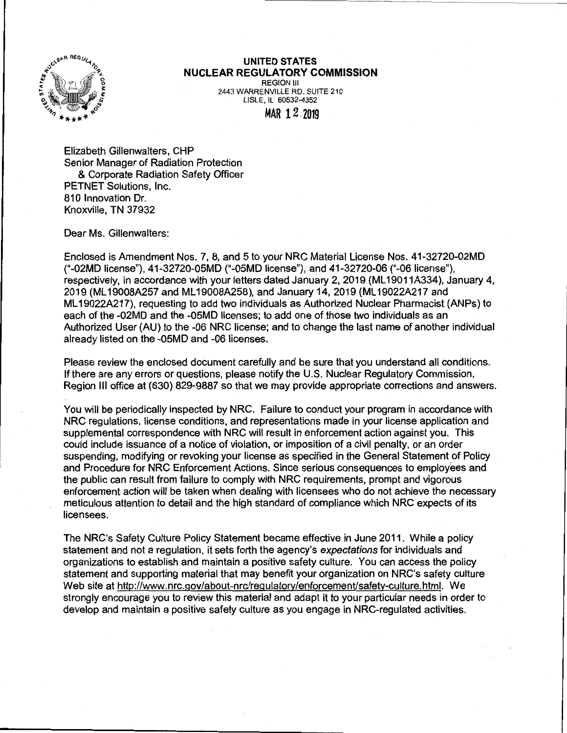# UNITED STATES
# NUCLEAR REGULATORY COMMISSION

REGION III
2443 WARRENVILLE RD. SUITE 210
LISLE, IL 60532-4352

MAR 12 2019

Elizabeth Gillenwalters, CHP
Senior Manager of Radiation Protection
& Corporate Radiation Safety Officer
PETNET Solutions, Inc.
810 Innovation Dr.
Knoxville, TN 37932

Dear Ms. Gillenwalters:

Enclosed is Amendment Nos. 7, 8, and 5 to your NRC Material License Nos. 41-32720-02MD ("-02MD license"), 41-32720-05MD ("-05MD license"), and 41-32720-06 ("-06 license"), respectively, in accordance with your letters dated January 2, 2019 (ML19011A334), January 4, 2019 (ML19008A257 and ML19008A258), and January 14, 2019 (ML19022A217 and ML19022A217), requesting to add two individuals as Authorized Nuclear Pharmacist (ANPs) to each of the -02MD and the -05MD licenses; to add one of those two individuals as an Authorized User (AU) to the -06 NRC license; and to change the last name of another individual already listed on the -05MD and -06 licenses.

Please review the enclosed document carefully and be sure that you understand all conditions. If there are any errors or questions, please notify the U.S. Nuclear Regulatory Commission, Region III office at (630) 829-9887 so that we may provide appropriate corrections and answers.

You will be periodically inspected by NRC. Failure to conduct your program in accordance with NRC regulations, license conditions, and representations made in your license application and supplemental correspondence with NRC will result in enforcement action against you. This could include issuance of a notice of violation, or imposition of a civil penalty, or an order suspending, modifying or revoking your license as specified in the General Statement of Policy and Procedure for NRC Enforcement Actions. Since serious consequences to employees and the public can result from failure to comply with NRC requirements, prompt and vigorous enforcement action will be taken when dealing with licensees who do not achieve the necessary meticulous attention to detail and the high standard of compliance which NRC expects of its licensees.

The NRC's Safety Culture Policy Statement became effective in June 2011. While a policy statement and not a regulation, it sets forth the agency's *expectations* for individuals and organizations to establish and maintain a positive safety culture. You can access the policy statement and supporting material that may benefit your organization on NRC's safety culture Web site at http://www.nrc.gov/about-nrc/regulatory/enforcement/safety-culture.html. We strongly encourage you to review this material and adapt it to your particular needs in order to develop and maintain a positive safety culture as you engage in NRC-regulated activities.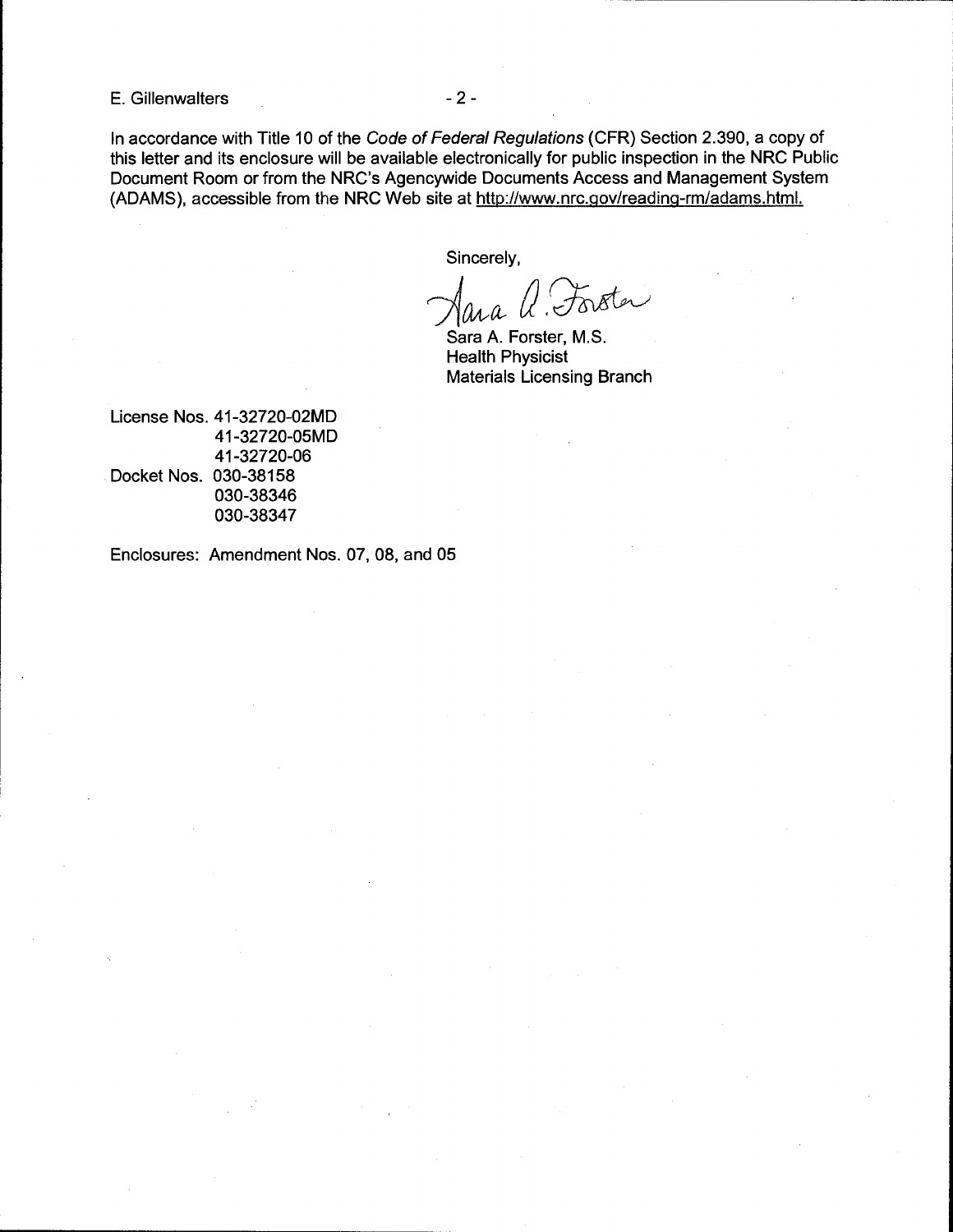In accordance with Title 10 of the *Code of Federal Regulations* (CFR) Section 2.390, a copy of this letter and its enclosure will be available electronically for public inspection in the NRC Public Document Room or from the NRC's Agencywide Documents Access and Management System (ADAMS), accessible from the NRC Web site at http://www.nrc.gov/reading-rm/adams.html.

Sincerely,

Sara A. Forster

Sara A. Forster, M.S.
Health Physicist
Materials Licensing Branch

License Nos. 41-32720-02MD
41-32720-05MD
41-32720-06
Docket Nos. 030-38158
030-38346
030-38347

Enclosures: Amendment Nos. 07, 08, and 05